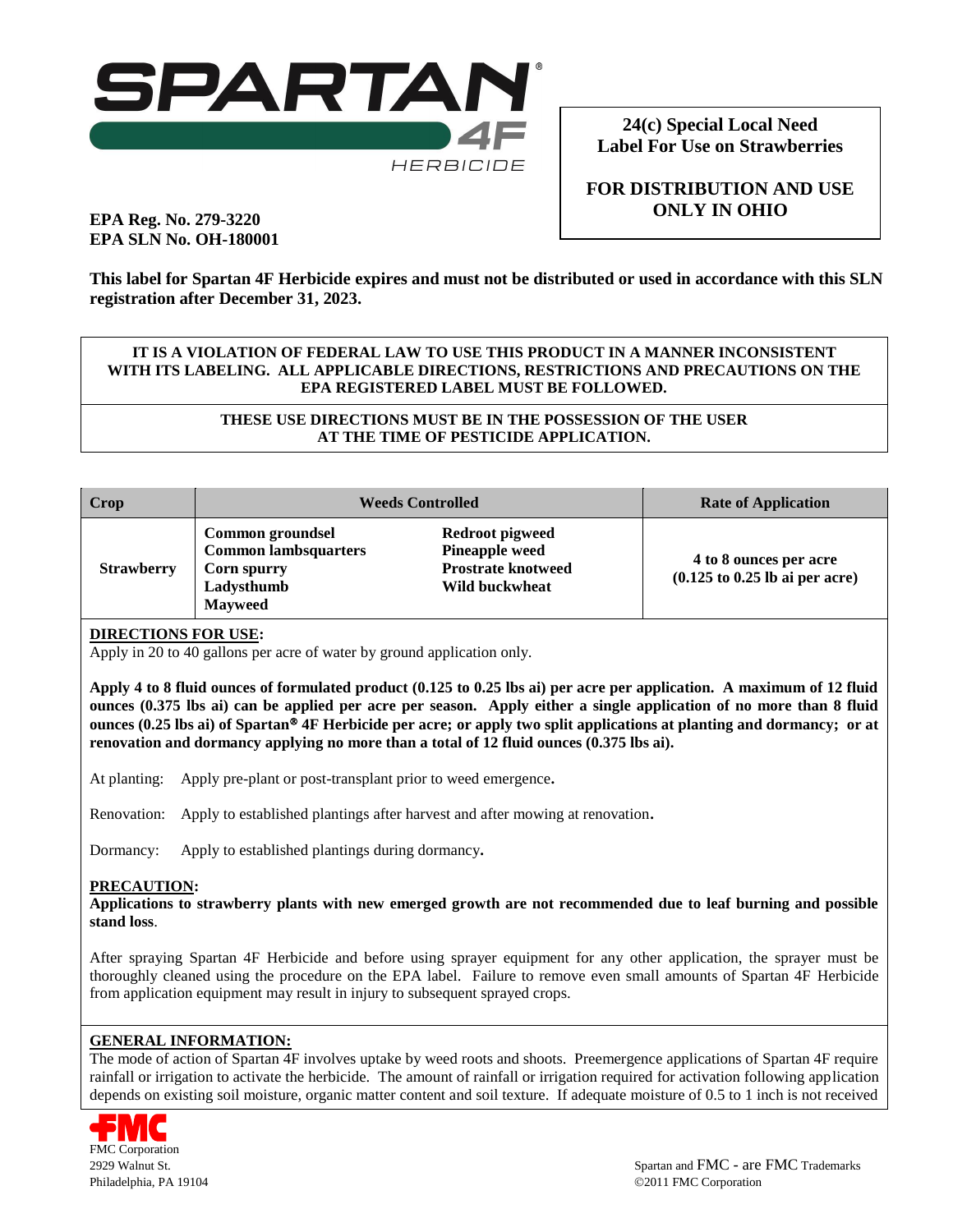# SPARTAN® 4F HERBICIDE

**24(c) Special Local Need Label For Use on Strawberries**

**FOR DISTRIBUTION AND USE ONLY IN OHIO**

**EPA Reg. No. 279-3220**
**EPA SLN No. OH-180001**

**This label for Spartan 4F Herbicide expires and must not be distributed or used in accordance with this SLN registration after December 31, 2023.**

**IT IS A VIOLATION OF FEDERAL LAW TO USE THIS PRODUCT IN A MANNER INCONSISTENT WITH ITS LABELING. ALL APPLICABLE DIRECTIONS, RESTRICTIONS AND PRECAUTIONS ON THE EPA REGISTERED LABEL MUST BE FOLLOWED.**

**THESE USE DIRECTIONS MUST BE IN THE POSSESSION OF THE USER AT THE TIME OF PESTICIDE APPLICATION.**

| Crop | Weeds Controlled | | Rate of Application |
|---|---|---|---|
| **Strawberry** | **Common groundsel**<br>**Common lambsquarters**<br>**Corn spurry**<br>**Ladysthumb**<br>**Mayweed** | **Redroot pigweed**<br>**Pineapple weed**<br>**Prostrate knotweed**<br>**Wild buckwheat** | **4 to 8 ounces per acre (0.125 to 0.25 lb ai per acre)** |

**DIRECTIONS FOR USE:**
Apply in 20 to 40 gallons per acre of water by ground application only.

**Apply 4 to 8 fluid ounces of formulated product (0.125 to 0.25 lbs ai) per acre per application. A maximum of 12 fluid ounces (0.375 lbs ai) can be applied per acre per season. Apply either a single application of no more than 8 fluid ounces (0.25 lbs ai) of Spartan® 4F Herbicide per acre; or apply two split applications at planting and dormancy; or at renovation and dormancy applying no more than a total of 12 fluid ounces (0.375 lbs ai).**

At planting: Apply pre-plant or post-transplant prior to weed emergence.

Renovation: Apply to established plantings after harvest and after mowing at renovation.

Dormancy: Apply to established plantings during dormancy.

**PRECAUTION:**
**Applications to strawberry plants with new emerged growth are not recommended due to leaf burning and possible stand loss**.

After spraying Spartan 4F Herbicide and before using sprayer equipment for any other application, the sprayer must be thoroughly cleaned using the procedure on the EPA label. Failure to remove even small amounts of Spartan 4F Herbicide from application equipment may result in injury to subsequent sprayed crops.

**GENERAL INFORMATION:**
The mode of action of Spartan 4F involves uptake by weed roots and shoots. Preemergence applications of Spartan 4F require rainfall or irrigation to activate the herbicide. The amount of rainfall or irrigation required for activation following application depends on existing soil moisture, organic matter content and soil texture. If adequate moisture of 0.5 to 1 inch is not received

FMC Corporation
2929 Walnut St.
Philadelphia, PA 19104

Spartan and FMC - are FMC Trademarks
©2011 FMC Corporation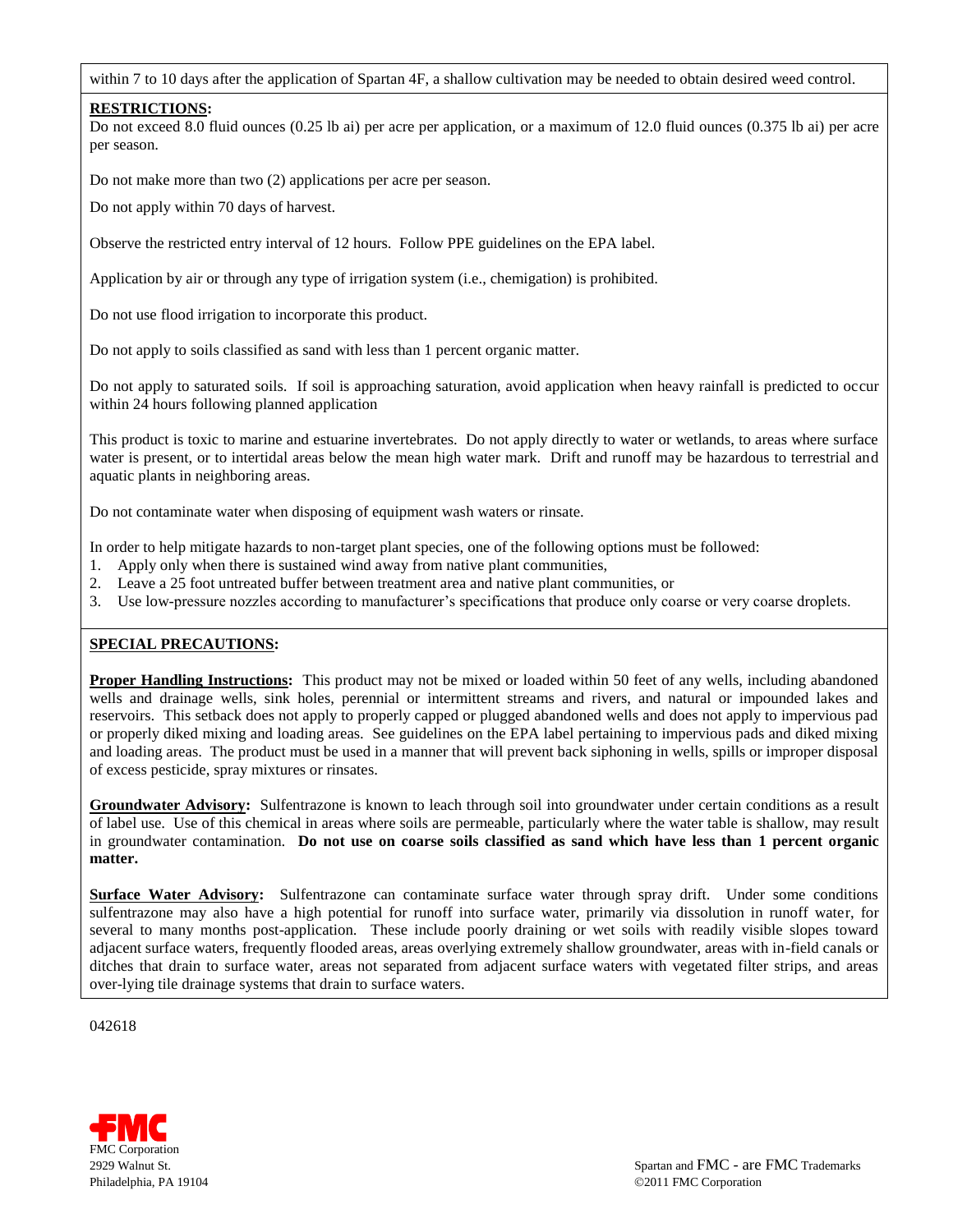within 7 to 10 days after the application of Spartan 4F, a shallow cultivation may be needed to obtain desired weed control.

**RESTRICTIONS:**

Do not exceed 8.0 fluid ounces (0.25 lb ai) per acre per application, or a maximum of 12.0 fluid ounces (0.375 lb ai) per acre per season.

Do not make more than two (2) applications per acre per season.

Do not apply within 70 days of harvest.

Observe the restricted entry interval of 12 hours. Follow PPE guidelines on the EPA label.

Application by air or through any type of irrigation system (i.e., chemigation) is prohibited.

Do not use flood irrigation to incorporate this product.

Do not apply to soils classified as sand with less than 1 percent organic matter.

Do not apply to saturated soils. If soil is approaching saturation, avoid application when heavy rainfall is predicted to occur within 24 hours following planned application

This product is toxic to marine and estuarine invertebrates. Do not apply directly to water or wetlands, to areas where surface water is present, or to intertidal areas below the mean high water mark. Drift and runoff may be hazardous to terrestrial and aquatic plants in neighboring areas.

Do not contaminate water when disposing of equipment wash waters or rinsate.

In order to help mitigate hazards to non-target plant species, one of the following options must be followed:

1. Apply only when there is sustained wind away from native plant communities,
2. Leave a 25 foot untreated buffer between treatment area and native plant communities, or
3. Use low-pressure nozzles according to manufacturer's specifications that produce only coarse or very coarse droplets.

**SPECIAL PRECAUTIONS:**

**Proper Handling Instructions:** This product may not be mixed or loaded within 50 feet of any wells, including abandoned wells and drainage wells, sink holes, perennial or intermittent streams and rivers, and natural or impounded lakes and reservoirs. This setback does not apply to properly capped or plugged abandoned wells and does not apply to impervious pad or properly diked mixing and loading areas. See guidelines on the EPA label pertaining to impervious pads and diked mixing and loading areas. The product must be used in a manner that will prevent back siphoning in wells, spills or improper disposal of excess pesticide, spray mixtures or rinsates.

**Groundwater Advisory:** Sulfentrazone is known to leach through soil into groundwater under certain conditions as a result of label use. Use of this chemical in areas where soils are permeable, particularly where the water table is shallow, may result in groundwater contamination. **Do not use on coarse soils classified as sand which have less than 1 percent organic matter.**

**Surface Water Advisory:** Sulfentrazone can contaminate surface water through spray drift. Under some conditions sulfentrazone may also have a high potential for runoff into surface water, primarily via dissolution in runoff water, for several to many months post-application. These include poorly draining or wet soils with readily visible slopes toward adjacent surface waters, frequently flooded areas, areas overlying extremely shallow groundwater, areas with in-field canals or ditches that drain to surface water, areas not separated from adjacent surface waters with vegetated filter strips, and areas over-lying tile drainage systems that drain to surface waters.

042618

FMC Corporation
2929 Walnut St.
Philadelphia, PA 19104

Spartan and FMC - are FMC Trademarks
©2011 FMC Corporation